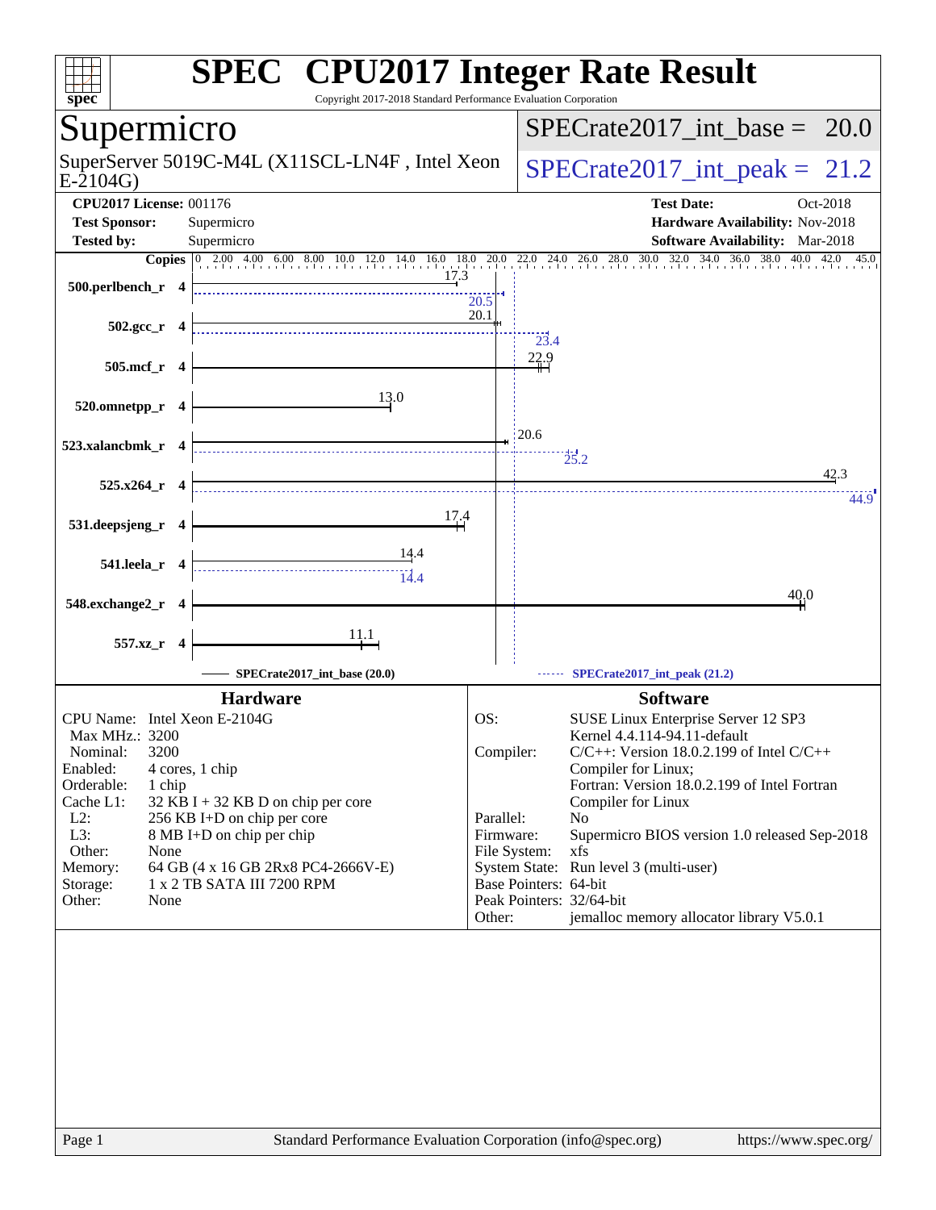# SPEC CPU2017 Integer Rate Result

Copyright 2017-2018 Standard Performance Evaluation Corporation

## Supermicro

SuperServer 5019C-M4L (X11SCL-LN4F , Intel Xeon E-2104G)

SPECrate2017_int_base = 20.0

SPECrate2017_int_peak = 21.2

**CPU2017 License:** 001176
**Test Sponsor:** Supermicro
**Tested by:** Supermicro

**Test Date:** Oct-2018
**Hardware Availability:** Nov-2018
**Software Availability:** Mar-2018

| Benchmark | Copies | Base | Peak |
|---|---|---|---|
| 500.perlbench_r | 4 | 17.3 | 20.5 |
| 502.gcc_r | 4 | 20.1 | 23.4 |
| 505.mcf_r | 4 | 22.9 | |
| 520.omnetpp_r | 4 | 13.0 | |
| 523.xalancbmk_r | 4 | 20.6 | 25.2 |
| 525.x264_r | 4 | 42.3 | 44.9 |
| 531.deepsjeng_r | 4 | 17.4 | |
| 541.leela_r | 4 | 14.4 | 14.4 |
| 548.exchange2_r | 4 | 40.0 | |
| 557.xz_r | 4 | 11.1 | |

SPECrate2017_int_base (20.0) — SPECrate2017_int_peak (21.2)

## Hardware

| | |
|---|---|
| CPU Name: | Intel Xeon E-2104G |
| Max MHz.: | 3200 |
| Nominal: | 3200 |
| Enabled: | 4 cores, 1 chip |
| Orderable: | 1 chip |
| Cache L1: | 32 KB I + 32 KB D on chip per core |
| L2: | 256 KB I+D on chip per core |
| L3: | 8 MB I+D on chip per chip |
| Other: | None |
| Memory: | 64 GB (4 x 16 GB 2Rx8 PC4-2666V-E) |
| Storage: | 1 x 2 TB SATA III 7200 RPM |
| Other: | None |

## Software

| | |
|---|---|
| OS: | SUSE Linux Enterprise Server 12 SP3 Kernel 4.4.114-94.11-default |
| Compiler: | C/C++: Version 18.0.2.199 of Intel C/C++ Compiler for Linux; Fortran: Version 18.0.2.199 of Intel Fortran Compiler for Linux |
| Parallel: | No |
| Firmware: | Supermicro BIOS version 1.0 released Sep-2018 |
| File System: | xfs |
| System State: | Run level 3 (multi-user) |
| Base Pointers: | 64-bit |
| Peak Pointers: | 32/64-bit |
| Other: | jemalloc memory allocator library V5.0.1 |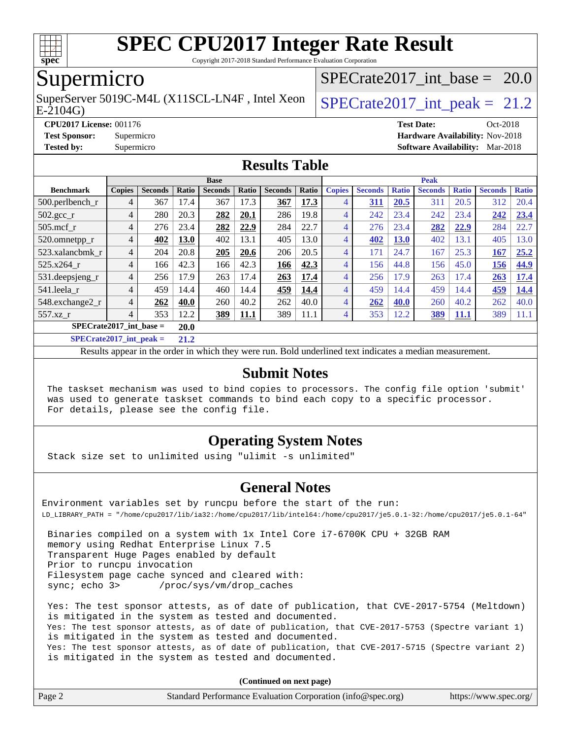# SPEC CPU2017 Integer Rate Result

Copyright 2017-2018 Standard Performance Evaluation Corporation

## Supermicro

SuperServer 5019C-M4L (X11SCL-LN4F , Intel Xeon E-2104G)

SPECrate2017_int_base = 20.0

SPECrate2017_int_peak = 21.2

**CPU2017 License:** 001176
**Test Sponsor:** Supermicro
**Tested by:** Supermicro

**Test Date:** Oct-2018
**Hardware Availability:** Nov-2018
**Software Availability:** Mar-2018

## Results Table

| | Base | | | | | | | Peak | | | | | | |
|---|---|---|---|---|---|---|---|---|---|---|---|---|---|---|
| **Benchmark** | **Copies** | **Seconds** | **Ratio** | **Seconds** | **Ratio** | **Seconds** | **Ratio** | **Copies** | **Seconds** | **Ratio** | **Seconds** | **Ratio** | **Seconds** | **Ratio** |
| 500.perlbench_r | 4 | 367 | 17.4 | 367 | 17.3 | **367** | **17.3** | 4 | **311** | **20.5** | 311 | 20.5 | 312 | 20.4 |
| 502.gcc_r | 4 | 280 | 20.3 | **282** | **20.1** | 286 | 19.8 | 4 | 242 | 23.4 | 242 | 23.4 | **242** | **23.4** |
| 505.mcf_r | 4 | 276 | 23.4 | **282** | **22.9** | 284 | 22.7 | 4 | 276 | 23.4 | **282** | **22.9** | 284 | 22.7 |
| 520.omnetpp_r | 4 | **402** | **13.0** | 402 | 13.1 | 405 | 13.0 | 4 | **402** | **13.0** | 402 | 13.1 | 405 | 13.0 |
| 523.xalancbmk_r | 4 | 204 | 20.8 | **205** | **20.6** | 206 | 20.5 | 4 | 171 | 24.7 | 167 | 25.3 | **167** | **25.2** |
| 525.x264_r | 4 | 166 | 42.3 | 166 | 42.3 | **166** | **42.3** | 4 | 156 | 44.8 | 156 | 45.0 | **156** | **44.9** |
| 531.deepsjeng_r | 4 | 256 | 17.9 | 263 | 17.4 | **263** | **17.4** | 4 | 256 | 17.9 | 263 | 17.4 | **263** | **17.4** |
| 541.leela_r | 4 | 459 | 14.4 | 460 | 14.4 | **459** | **14.4** | 4 | 459 | 14.4 | 459 | 14.4 | **459** | **14.4** |
| 548.exchange2_r | 4 | **262** | **40.0** | 260 | 40.2 | 262 | 40.0 | 4 | **262** | **40.0** | 260 | 40.2 | 262 | 40.0 |
| 557.xz_r | 4 | 353 | 12.2 | **389** | **11.1** | 389 | 11.1 | 4 | 353 | 12.2 | **389** | **11.1** | 389 | 11.1 |

**SPECrate2017_int_base = 20.0**

**SPECrate2017_int_peak = 21.2**

Results appear in the order in which they were run. Bold underlined text indicates a median measurement.

## Submit Notes

```
The taskset mechanism was used to bind copies to processors. The config file option 'submit'
was used to generate taskset commands to bind each copy to a specific processor.
For details, please see the config file.
```

## Operating System Notes

```
Stack size set to unlimited using "ulimit -s unlimited"
```

## General Notes

```
Environment variables set by runcpu before the start of the run:
LD_LIBRARY_PATH = "/home/cpu2017/lib/ia32:/home/cpu2017/lib/intel64:/home/cpu2017/je5.0.1-32:/home/cpu2017/je5.0.1-64"

 Binaries compiled on a system with 1x Intel Core i7-6700K CPU + 32GB RAM
 memory using Redhat Enterprise Linux 7.5
 Transparent Huge Pages enabled by default
 Prior to runcpu invocation
 Filesystem page cache synced and cleared with:
 sync; echo 3>       /proc/sys/vm/drop_caches

 Yes: The test sponsor attests, as of date of publication, that CVE-2017-5754 (Meltdown)
 is mitigated in the system as tested and documented.
 Yes: The test sponsor attests, as of date of publication, that CVE-2017-5753 (Spectre variant 1)
 is mitigated in the system as tested and documented.
 Yes: The test sponsor attests, as of date of publication, that CVE-2017-5715 (Spectre variant 2)
 is mitigated in the system as tested and documented.
```

**(Continued on next page)**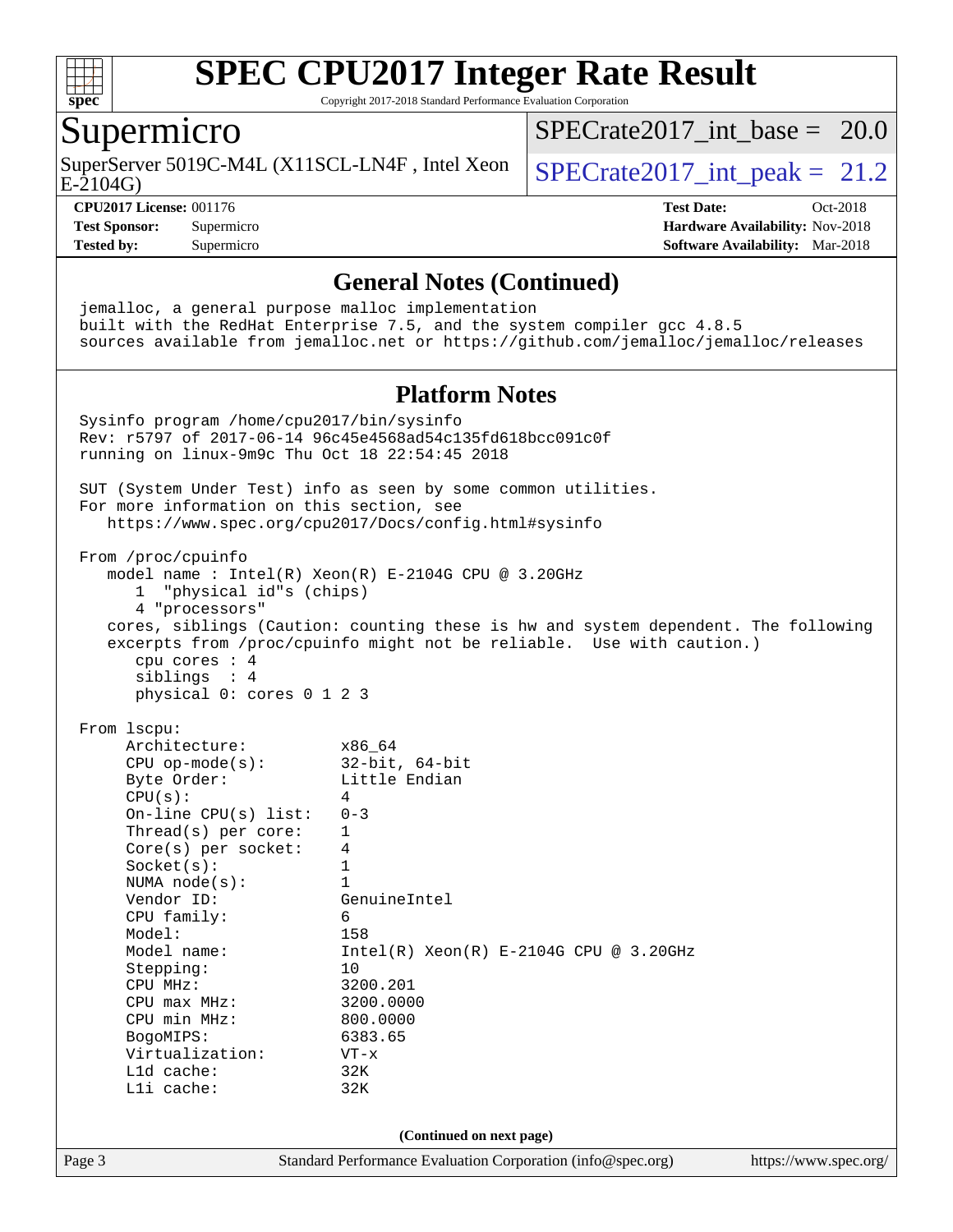# SPEC CPU2017 Integer Rate Result

Copyright 2017-2018 Standard Performance Evaluation Corporation

## Supermicro

SuperServer 5019C-M4L (X11SCL-LN4F , Intel Xeon E-2104G)

SPECrate2017_int_base = 20.0

SPECrate2017_int_peak = 21.2

**CPU2017 License:** 001176
**Test Sponsor:** Supermicro
**Tested by:** Supermicro

**Test Date:** Oct-2018
**Hardware Availability:** Nov-2018
**Software Availability:** Mar-2018

## General Notes (Continued)

```
jemalloc, a general purpose malloc implementation
built with the RedHat Enterprise 7.5, and the system compiler gcc 4.8.5
sources available from jemalloc.net or https://github.com/jemalloc/jemalloc/releases
```

## Platform Notes

```
Sysinfo program /home/cpu2017/bin/sysinfo
Rev: r5797 of 2017-06-14 96c45e4568ad54c135fd618bcc091c0f
running on linux-9m9c Thu Oct 18 22:54:45 2018

SUT (System Under Test) info as seen by some common utilities.
For more information on this section, see
   https://www.spec.org/cpu2017/Docs/config.html#sysinfo

From /proc/cpuinfo
   model name : Intel(R) Xeon(R) E-2104G CPU @ 3.20GHz
      1  "physical id"s (chips)
      4 "processors"
   cores, siblings (Caution: counting these is hw and system dependent. The following
   excerpts from /proc/cpuinfo might not be reliable.  Use with caution.)
      cpu cores : 4
      siblings  : 4
      physical 0: cores 0 1 2 3

From lscpu:
     Architecture:          x86_64
     CPU op-mode(s):        32-bit, 64-bit
     Byte Order:            Little Endian
     CPU(s):                4
     On-line CPU(s) list:   0-3
     Thread(s) per core:    1
     Core(s) per socket:    4
     Socket(s):             1
     NUMA node(s):          1
     Vendor ID:             GenuineIntel
     CPU family:            6
     Model:                 158
     Model name:            Intel(R) Xeon(R) E-2104G CPU @ 3.20GHz
     Stepping:              10
     CPU MHz:               3200.201
     CPU max MHz:           3200.0000
     CPU min MHz:           800.0000
     BogoMIPS:              6383.65
     Virtualization:        VT-x
     L1d cache:             32K
     L1i cache:             32K
```

(Continued on next page)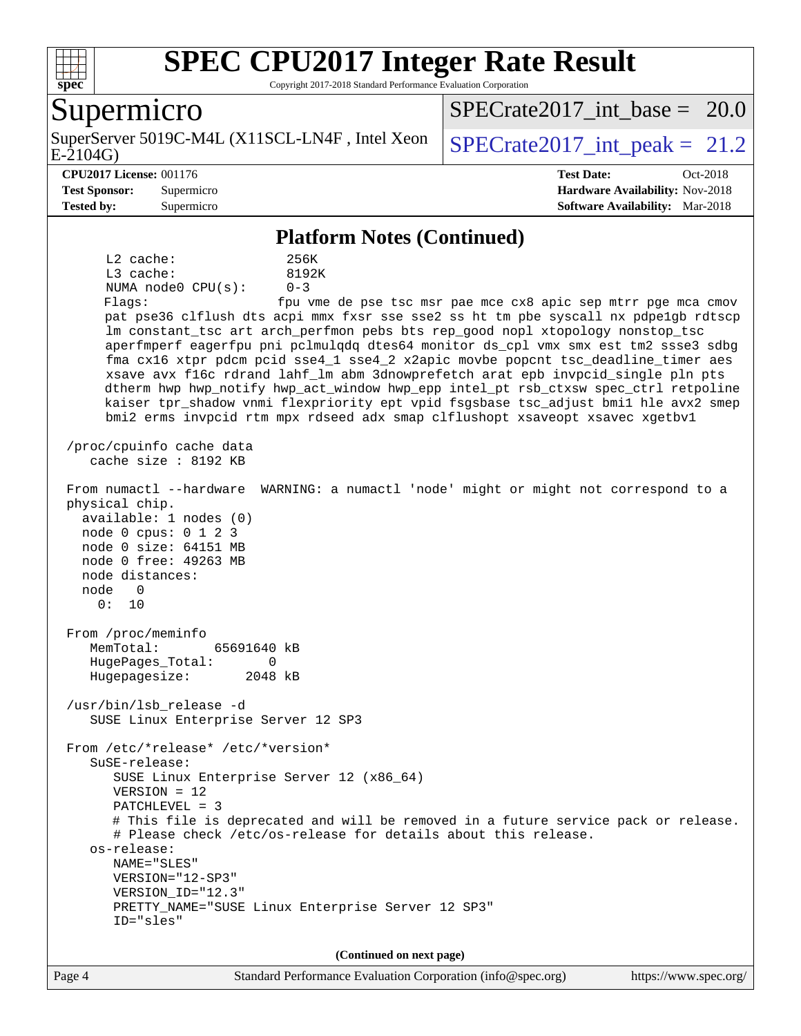## Platform Notes (Continued)

```
      L2 cache:              256K
      L3 cache:              8192K
      NUMA node0 CPU(s):     0-3
      Flags:                 fpu vme de pse tsc msr pae mce cx8 apic sep mtrr pge mca cmov
      pat pse36 clflush dts acpi mmx fxsr sse sse2 ss ht tm pbe syscall nx pdpe1gb rdtscp
      lm constant_tsc art arch_perfmon pebs bts rep_good nopl xtopology nonstop_tsc
      aperfmperf eagerfpu pni pclmulqdq dtes64 monitor ds_cpl vmx smx est tm2 ssse3 sdbg
      fma cx16 xtpr pdcm pcid sse4_1 sse4_2 x2apic movbe popcnt tsc_deadline_timer aes
      xsave avx f16c rdrand lahf_lm abm 3dnowprefetch arat epb invpcid_single pln pts
      dtherm hwp hwp_notify hwp_act_window hwp_epp intel_pt rsb_ctxsw spec_ctrl retpoline
      kaiser tpr_shadow vnmi flexpriority ept vpid fsgsbase tsc_adjust bmi1 hle avx2 smep
      bmi2 erms invpcid rtm mpx rdseed adx smap clflushopt xsaveopt xsavec xgetbv1

 /proc/cpuinfo cache data
    cache size : 8192 KB

 From numactl --hardware  WARNING: a numactl 'node' might or might not correspond to a
 physical chip.
   available: 1 nodes (0)
   node 0 cpus: 0 1 2 3
   node 0 size: 64151 MB
   node 0 free: 49263 MB
   node distances:
   node   0
     0:  10

 From /proc/meminfo
    MemTotal:       65691640 kB
    HugePages_Total:       0
    Hugepagesize:       2048 kB

 /usr/bin/lsb_release -d
    SUSE Linux Enterprise Server 12 SP3

 From /etc/*release* /etc/*version*
    SuSE-release:
       SUSE Linux Enterprise Server 12 (x86_64)
       VERSION = 12
       PATCHLEVEL = 3
       # This file is deprecated and will be removed in a future service pack or release.
       # Please check /etc/os-release for details about this release.
    os-release:
       NAME="SLES"
       VERSION="12-SP3"
       VERSION_ID="12.3"
       PRETTY_NAME="SUSE Linux Enterprise Server 12 SP3"
       ID="sles"
```

**(Continued on next page)**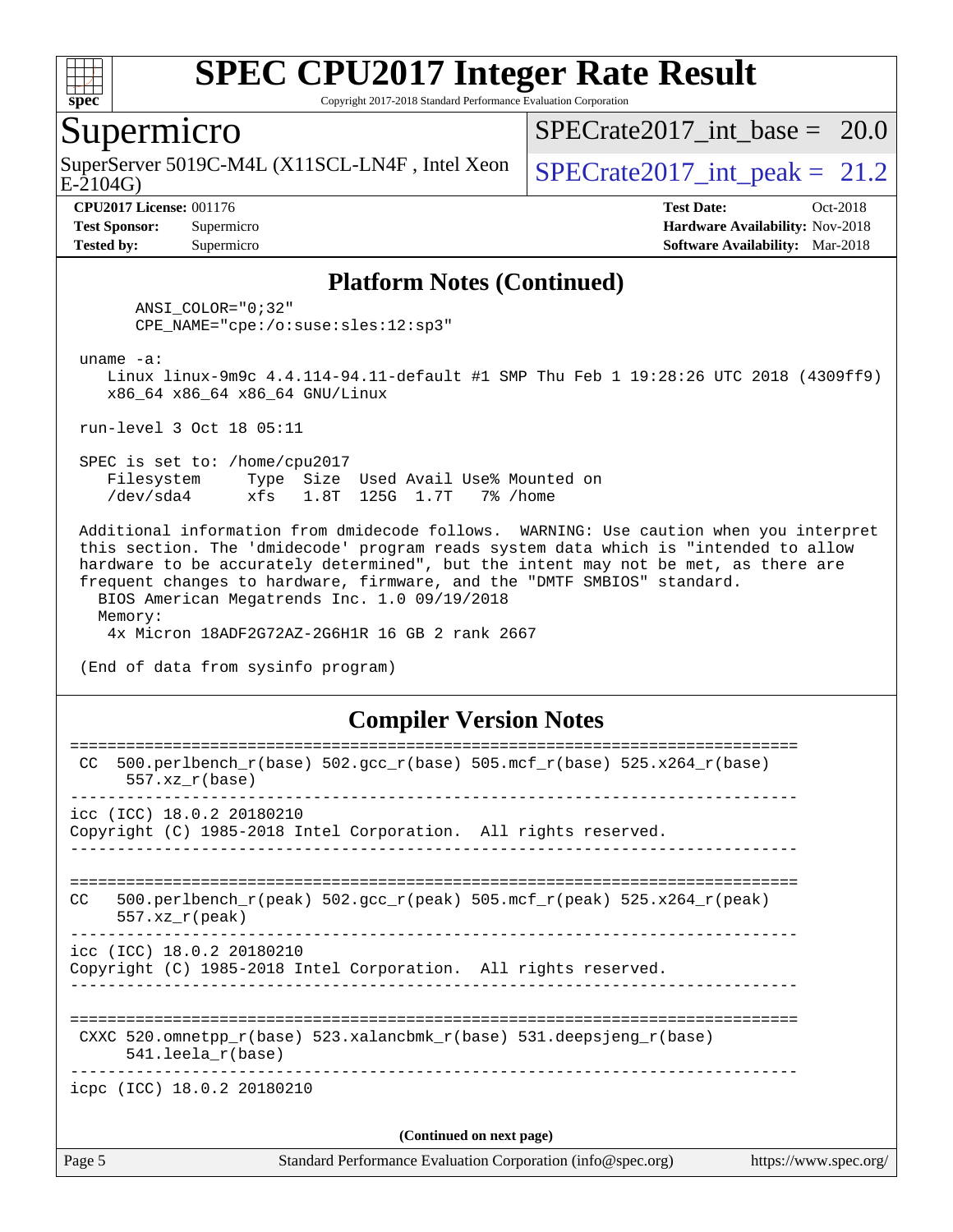# SPEC CPU2017 Integer Rate Result

Copyright 2017-2018 Standard Performance Evaluation Corporation

## Supermicro

SuperServer 5019C-M4L (X11SCL-LN4F , Intel Xeon E-2104G)

SPECrate2017_int_base = 20.0

SPECrate2017_int_peak = 21.2

**CPU2017 License:** 001176
**Test Sponsor:** Supermicro
**Tested by:** Supermicro

**Test Date:** Oct-2018
**Hardware Availability:** Nov-2018
**Software Availability:** Mar-2018

### Platform Notes (Continued)

```
      ANSI_COLOR="0;32"
      CPE_NAME="cpe:/o:suse:sles:12:sp3"

 uname -a:
    Linux linux-9m9c 4.4.114-94.11-default #1 SMP Thu Feb 1 19:28:26 UTC 2018 (4309ff9)
    x86_64 x86_64 x86_64 GNU/Linux

 run-level 3 Oct 18 05:11

 SPEC is set to: /home/cpu2017
    Filesystem     Type  Size  Used Avail Use% Mounted on
    /dev/sda4      xfs   1.8T  125G  1.7T   7% /home

 Additional information from dmidecode follows.  WARNING: Use caution when you interpret
 this section. The 'dmidecode' program reads system data which is "intended to allow
 hardware to be accurately determined", but the intent may not be met, as there are
 frequent changes to hardware, firmware, and the "DMTF SMBIOS" standard.
   BIOS American Megatrends Inc. 1.0 09/19/2018
   Memory:
     4x Micron 18ADF2G72AZ-2G6H1R 16 GB 2 rank 2667

 (End of data from sysinfo program)
```

### Compiler Version Notes

```
==============================================================================
 CC  500.perlbench_r(base) 502.gcc_r(base) 505.mcf_r(base) 525.x264_r(base)
      557.xz_r(base)
------------------------------------------------------------------------------
icc (ICC) 18.0.2 20180210
Copyright (C) 1985-2018 Intel Corporation.  All rights reserved.
------------------------------------------------------------------------------

==============================================================================
CC   500.perlbench_r(peak) 502.gcc_r(peak) 505.mcf_r(peak) 525.x264_r(peak)
     557.xz_r(peak)
------------------------------------------------------------------------------
icc (ICC) 18.0.2 20180210
Copyright (C) 1985-2018 Intel Corporation.  All rights reserved.
------------------------------------------------------------------------------

==============================================================================
 CXXC 520.omnetpp_r(base) 523.xalancbmk_r(base) 531.deepsjeng_r(base)
      541.leela_r(base)
------------------------------------------------------------------------------
icpc (ICC) 18.0.2 20180210
```

(Continued on next page)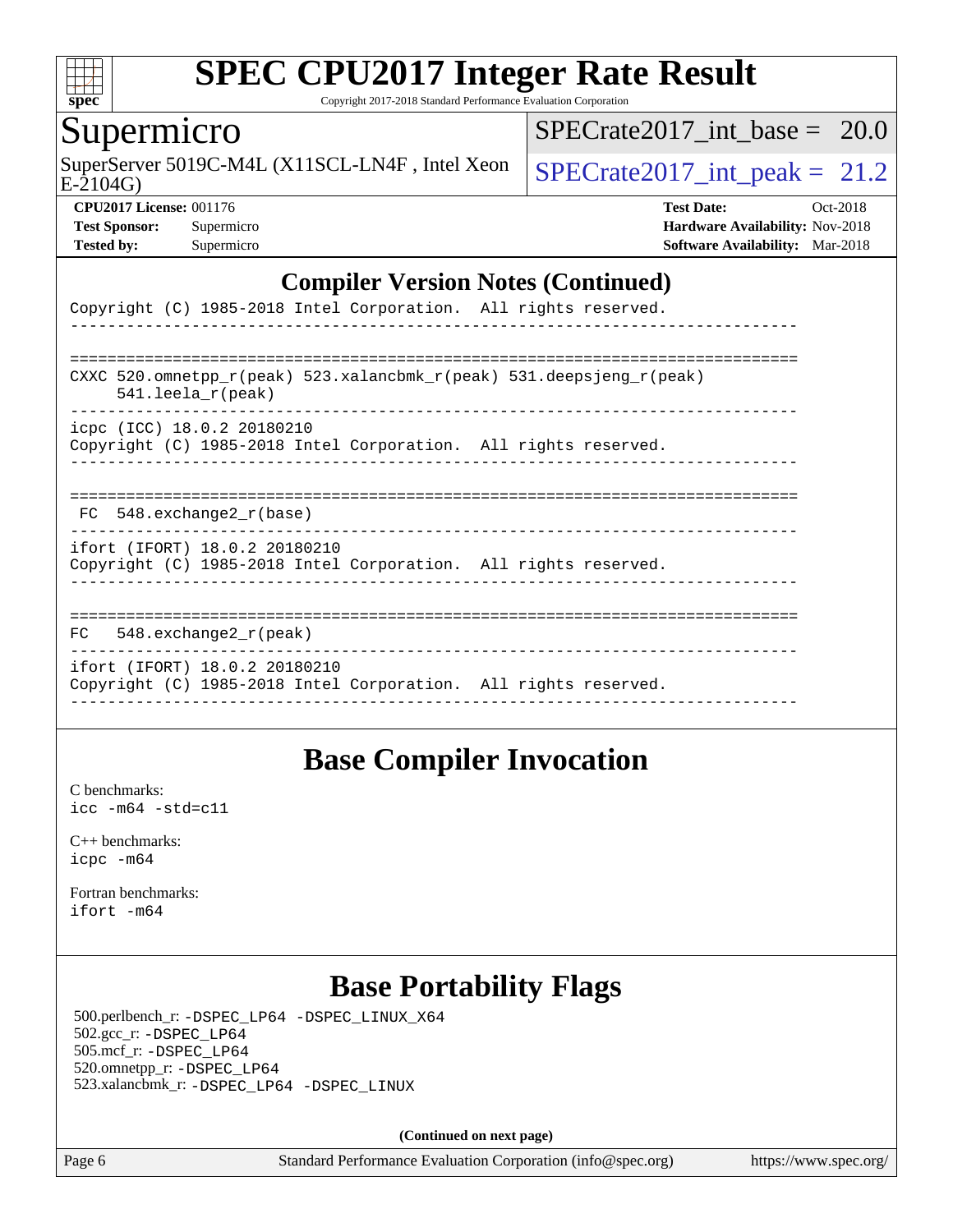## Compiler Version Notes (Continued)

```
Copyright (C) 1985-2018 Intel Corporation.  All rights reserved.
------------------------------------------------------------------------------

==============================================================================
CXXC 520.omnetpp_r(peak) 523.xalancbmk_r(peak) 531.deepsjeng_r(peak)
     541.leela_r(peak)
------------------------------------------------------------------------------
icpc (ICC) 18.0.2 20180210
Copyright (C) 1985-2018 Intel Corporation.  All rights reserved.
------------------------------------------------------------------------------

==============================================================================
 FC  548.exchange2_r(base)
------------------------------------------------------------------------------
ifort (IFORT) 18.0.2 20180210
Copyright (C) 1985-2018 Intel Corporation.  All rights reserved.
------------------------------------------------------------------------------

==============================================================================
FC   548.exchange2_r(peak)
------------------------------------------------------------------------------
ifort (IFORT) 18.0.2 20180210
Copyright (C) 1985-2018 Intel Corporation.  All rights reserved.
------------------------------------------------------------------------------
```

## Base Compiler Invocation

C benchmarks:
`icc -m64 -std=c11`

C++ benchmarks:
`icpc -m64`

Fortran benchmarks:
`ifort -m64`

## Base Portability Flags

500.perlbench_r: `-DSPEC_LP64 -DSPEC_LINUX_X64`
502.gcc_r: `-DSPEC_LP64`
505.mcf_r: `-DSPEC_LP64`
520.omnetpp_r: `-DSPEC_LP64`
523.xalancbmk_r: `-DSPEC_LP64 -DSPEC_LINUX`

**(Continued on next page)**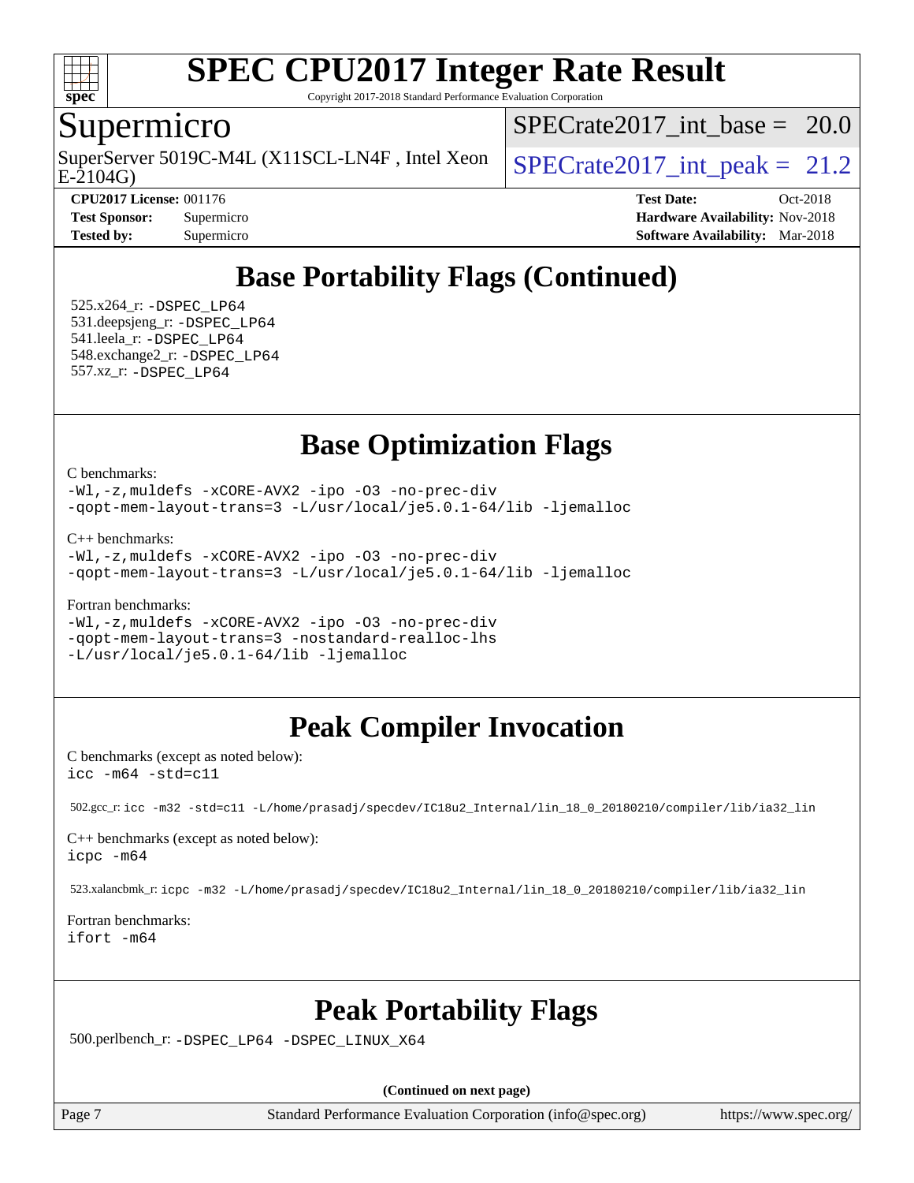## Base Portability Flags (Continued)

525.x264_r: -DSPEC_LP64
531.deepsjeng_r: -DSPEC_LP64
541.leela_r: -DSPEC_LP64
548.exchange2_r: -DSPEC_LP64
557.xz_r: -DSPEC_LP64

## Base Optimization Flags

C benchmarks:
```
-Wl,-z,muldefs -xCORE-AVX2 -ipo -O3 -no-prec-div
-qopt-mem-layout-trans=3 -L/usr/local/je5.0.1-64/lib -ljemalloc
```

C++ benchmarks:
```
-Wl,-z,muldefs -xCORE-AVX2 -ipo -O3 -no-prec-div
-qopt-mem-layout-trans=3 -L/usr/local/je5.0.1-64/lib -ljemalloc
```

Fortran benchmarks:
```
-Wl,-z,muldefs -xCORE-AVX2 -ipo -O3 -no-prec-div
-qopt-mem-layout-trans=3 -nostandard-realloc-lhs
-L/usr/local/je5.0.1-64/lib -ljemalloc
```

## Peak Compiler Invocation

C benchmarks (except as noted below):
```
icc -m64 -std=c11
```

502.gcc_r: icc -m32 -std=c11 -L/home/prasadj/specdev/IC18u2_Internal/lin_18_0_20180210/compiler/lib/ia32_lin

C++ benchmarks (except as noted below):
```
icpc -m64
```

523.xalancbmk_r: icpc -m32 -L/home/prasadj/specdev/IC18u2_Internal/lin_18_0_20180210/compiler/lib/ia32_lin

Fortran benchmarks:
```
ifort -m64
```

## Peak Portability Flags

500.perlbench_r: -DSPEC_LP64 -DSPEC_LINUX_X64

**(Continued on next page)**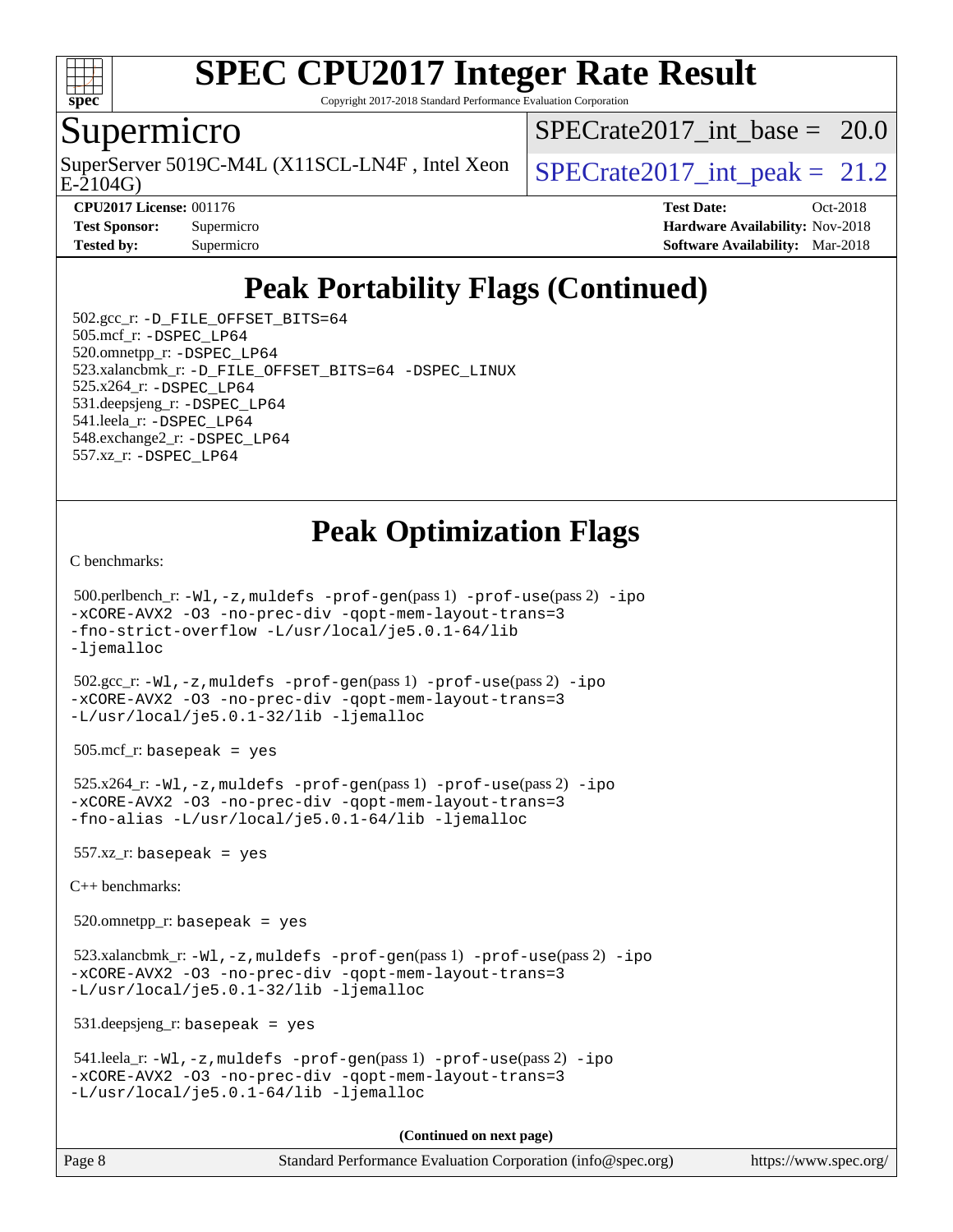# Peak Portability Flags (Continued)

502.gcc_r: -D_FILE_OFFSET_BITS=64
505.mcf_r: -DSPEC_LP64
520.omnetpp_r: -DSPEC_LP64
523.xalancbmk_r: -D_FILE_OFFSET_BITS=64 -DSPEC_LINUX
525.x264_r: -DSPEC_LP64
531.deepsjeng_r: -DSPEC_LP64
541.leela_r: -DSPEC_LP64
548.exchange2_r: -DSPEC_LP64
557.xz_r: -DSPEC_LP64

# Peak Optimization Flags

C benchmarks:

500.perlbench_r: -Wl,-z,muldefs -prof-gen(pass 1) -prof-use(pass 2) -ipo -xCORE-AVX2 -O3 -no-prec-div -qopt-mem-layout-trans=3 -fno-strict-overflow -L/usr/local/je5.0.1-64/lib -ljemalloc

502.gcc_r: -Wl,-z,muldefs -prof-gen(pass 1) -prof-use(pass 2) -ipo -xCORE-AVX2 -O3 -no-prec-div -qopt-mem-layout-trans=3 -L/usr/local/je5.0.1-32/lib -ljemalloc

505.mcf_r: basepeak = yes

525.x264_r: -Wl,-z,muldefs -prof-gen(pass 1) -prof-use(pass 2) -ipo -xCORE-AVX2 -O3 -no-prec-div -qopt-mem-layout-trans=3 -fno-alias -L/usr/local/je5.0.1-64/lib -ljemalloc

557.xz_r: basepeak = yes

C++ benchmarks:

520.omnetpp_r: basepeak = yes

523.xalancbmk_r: -Wl,-z,muldefs -prof-gen(pass 1) -prof-use(pass 2) -ipo -xCORE-AVX2 -O3 -no-prec-div -qopt-mem-layout-trans=3 -L/usr/local/je5.0.1-32/lib -ljemalloc

531.deepsjeng_r: basepeak = yes

541.leela_r: -Wl,-z,muldefs -prof-gen(pass 1) -prof-use(pass 2) -ipo -xCORE-AVX2 -O3 -no-prec-div -qopt-mem-layout-trans=3 -L/usr/local/je5.0.1-64/lib -ljemalloc

(Continued on next page)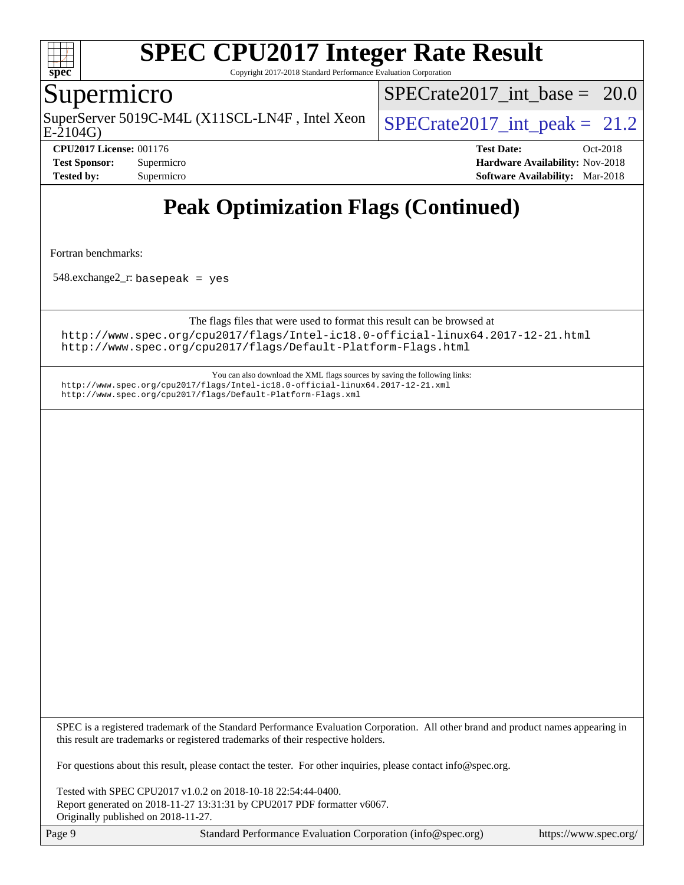# Peak Optimization Flags (Continued)

Fortran benchmarks:

548.exchange2_r: `basepeak = yes`

The flags files that were used to format this result can be browsed at

http://www.spec.org/cpu2017/flags/Intel-ic18.0-official-linux64.2017-12-21.html
http://www.spec.org/cpu2017/flags/Default-Platform-Flags.html

You can also download the XML flags sources by saving the following links:

http://www.spec.org/cpu2017/flags/Intel-ic18.0-official-linux64.2017-12-21.xml
http://www.spec.org/cpu2017/flags/Default-Platform-Flags.xml

SPEC is a registered trademark of the Standard Performance Evaluation Corporation. All other brand and product names appearing in this result are trademarks or registered trademarks of their respective holders.

For questions about this result, please contact the tester. For other inquiries, please contact info@spec.org.

Tested with SPEC CPU2017 v1.0.2 on 2018-10-18 22:54:44-0400.
Report generated on 2018-11-27 13:31:31 by CPU2017 PDF formatter v6067.
Originally published on 2018-11-27.